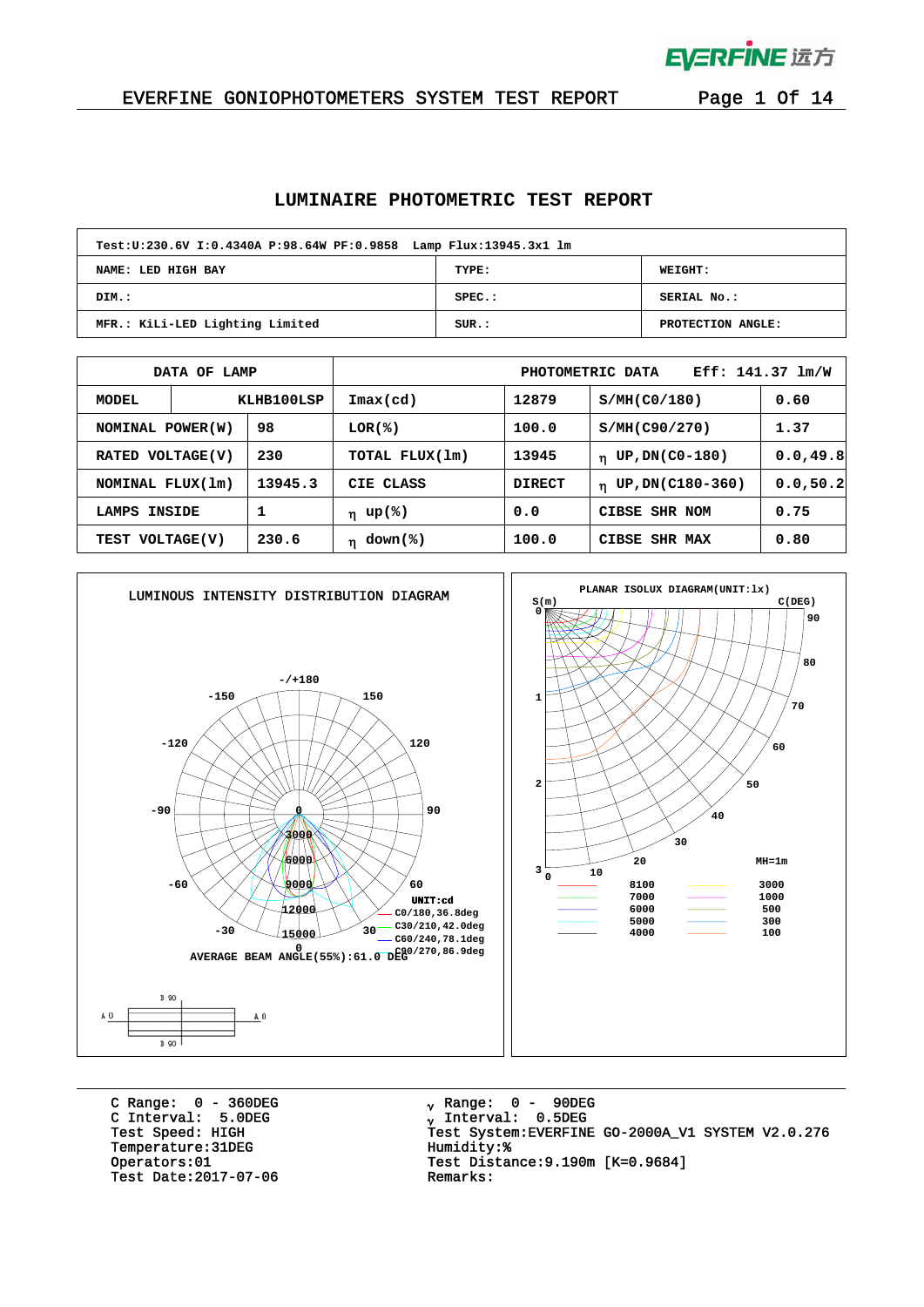# LUMINAIRE PHOTOMETRIC TEST REPORT

| Test:U:230.6V I:0.4340A P:98.64W PF:0.9858 Lamp Flux:13945.3x1 lm | | |
|---|---|---|
| NAME: LED HIGH BAY | TYPE: | WEIGHT: |
| DIM.: | SPEC.: | SERIAL No.: |
| MFR.: KiLi-LED Lighting Limited | SUR.: | PROTECTION ANGLE: |

| DATA OF LAMP | | PHOTOMETRIC DATA | Eff: 141.37 lm/W | | |
|---|---|---|---|---|---|
| MODEL | KLHB100LSP | Imax(cd) | 12879 | S/MH(C0/180) | 0.60 |
| NOMINAL POWER(W) | 98 | LOR(%) | 100.0 | S/MH(C90/270) | 1.37 |
| RATED VOLTAGE(V) | 230 | TOTAL FLUX(lm) | 13945 | η UP,DN(C0-180) | 0.0,49.8 |
| NOMINAL FLUX(lm) | 13945.3 | CIE CLASS | DIRECT | η UP,DN(C180-360) | 0.0,50.2 |
| LAMPS INSIDE | 1 | η up(%) | 0.0 | CIBSE SHR NOM | 0.75 |
| TEST VOLTAGE(V) | 230.6 | η down(%) | 100.0 | CIBSE SHR MAX | 0.80 |

LUMINOUS INTENSITY DISTRIBUTION DIAGRAM

UNIT:cd
- C0/180,36.8deg
- C30/210,42.0deg
- C60/240,78.1deg
- C90/270,86.9deg

AVERAGE BEAM ANGLE(55%):61.0 DEG

PLANAR ISOLUX DIAGRAM(UNIT:lx)

MH=1m

| | | |
|---|---|---|
| 8100 | | 3000 |
| 7000 | | 1000 |
| 6000 | | 500 |
| 5000 | | 300 |
| 4000 | | 100 |

C Range: 0 - 360DEG
C Interval: 5.0DEG
Test Speed: HIGH
Temperature:31DEG
Operators:01
Test Date:2017-07-06

γ Range: 0 - 90DEG
γ Interval: 0.5DEG
Test System:EVERFINE GO-2000A_V1 SYSTEM V2.0.276
Humidity:%
Test Distance:9.190m [K=0.9684]
Remarks: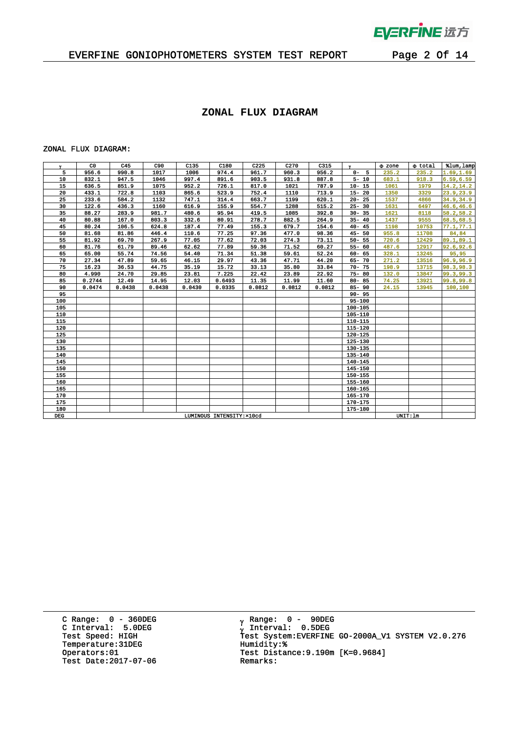## ZONAL FLUX DIAGRAM

ZONAL FLUX DIAGRAM:

| γ | C0 | C45 | C90 | C135 | C180 | C225 | C270 | C315 | γ | Φ zone | Φ total | %lum,lamp |
|---|---|---|---|---|---|---|---|---|---|---|---|---|
| 5 | 956.6 | 990.8 | 1017 | 1006 | 974.4 | 961.7 | 960.3 | 956.2 | 0- 5 | 235.2 | 235.2 | 1.69,1.69 |
| 10 | 832.1 | 947.5 | 1046 | 997.4 | 891.6 | 903.5 | 931.8 | 887.8 | 5- 10 | 683.1 | 918.3 | 6.59,6.59 |
| 15 | 636.5 | 851.9 | 1075 | 952.2 | 726.1 | 817.0 | 1021 | 787.9 | 10- 15 | 1061 | 1979 | 14.2,14.2 |
| 20 | 433.1 | 722.8 | 1103 | 865.6 | 523.9 | 752.4 | 1110 | 713.9 | 15- 20 | 1350 | 3329 | 23.9,23.9 |
| 25 | 233.6 | 584.2 | 1132 | 747.1 | 314.4 | 663.7 | 1199 | 620.1 | 20- 25 | 1537 | 4866 | 34.9,34.9 |
| 30 | 122.6 | 436.3 | 1160 | 616.9 | 155.9 | 554.7 | 1288 | 515.2 | 25- 30 | 1631 | 6497 | 46.6,46.6 |
| 35 | 88.27 | 283.9 | 981.7 | 480.6 | 95.94 | 419.5 | 1085 | 392.8 | 30- 35 | 1621 | 8118 | 58.2,58.2 |
| 40 | 80.88 | 167.0 | 803.3 | 332.6 | 80.91 | 278.7 | 882.5 | 264.9 | 35- 40 | 1437 | 9555 | 68.5,68.5 |
| 45 | 80.24 | 106.5 | 624.8 | 187.4 | 77.49 | 155.3 | 679.7 | 154.6 | 40- 45 | 1198 | 10753 | 77.1,77.1 |
| 50 | 81.68 | 81.86 | 446.4 | 110.6 | 77.25 | 97.36 | 477.0 | 98.36 | 45- 50 | 955.8 | 11708 | 84,84 |
| 55 | 81.92 | 69.70 | 267.9 | 77.05 | 77.62 | 72.03 | 274.3 | 73.11 | 50- 55 | 720.6 | 12429 | 89.1,89.1 |
| 60 | 81.76 | 61.79 | 89.46 | 62.62 | 77.89 | 59.36 | 71.52 | 60.27 | 55- 60 | 487.6 | 12917 | 92.6,92.6 |
| 65 | 65.00 | 55.74 | 74.56 | 54.40 | 71.34 | 51.38 | 59.61 | 52.24 | 60- 65 | 328.1 | 13245 | 95,95 |
| 70 | 27.34 | 47.89 | 59.65 | 46.15 | 29.97 | 43.36 | 47.71 | 44.20 | 65- 70 | 271.2 | 13516 | 96.9,96.9 |
| 75 | 16.23 | 36.53 | 44.75 | 35.19 | 15.72 | 33.13 | 35.80 | 33.84 | 70- 75 | 198.9 | 13715 | 98.3,98.3 |
| 80 | 4.990 | 24.70 | 29.85 | 23.81 | 7.225 | 22.42 | 23.89 | 22.92 | 75- 80 | 132.0 | 13847 | 99.3,99.3 |
| 85 | 0.2744 | 12.49 | 14.95 | 12.03 | 0.6493 | 11.35 | 11.99 | 11.60 | 80- 85 | 74.25 | 13921 | 99.8,99.8 |
| 90 | 0.0474 | 0.0438 | 0.0438 | 0.0430 | 0.0335 | 0.0812 | 0.0812 | 0.0812 | 85- 90 | 24.15 | 13945 | 100,100 |
| 95 | | | | | | | | | 90- 95 | | | |
| 100 | | | | | | | | | 95-100 | | | |
| 105 | | | | | | | | | 100-105 | | | |
| 110 | | | | | | | | | 105-110 | | | |
| 115 | | | | | | | | | 110-115 | | | |
| 120 | | | | | | | | | 115-120 | | | |
| 125 | | | | | | | | | 120-125 | | | |
| 130 | | | | | | | | | 125-130 | | | |
| 135 | | | | | | | | | 130-135 | | | |
| 140 | | | | | | | | | 135-140 | | | |
| 145 | | | | | | | | | 140-145 | | | |
| 150 | | | | | | | | | 145-150 | | | |
| 155 | | | | | | | | | 150-155 | | | |
| 160 | | | | | | | | | 155-160 | | | |
| 165 | | | | | | | | | 160-165 | | | |
| 170 | | | | | | | | | 165-170 | | | |
| 175 | | | | | | | | | 170-175 | | | |
| 180 | | | | | | | | | 175-180 | | | |
| DEG | LUMINOUS INTENSITY:×10cd | | | | | | | | | UNIT:lm | | |

C Range: 0 - 360DEG
C Interval: 5.0DEG
Test Speed: HIGH
Temperature:31DEG
Operators:01
Test Date:2017-07-06

γ Range: 0 - 90DEG
γ Interval: 0.5DEG
Test System:EVERFINE GO-2000A_V1 SYSTEM V2.0.276
Humidity:%
Test Distance:9.190m [K=0.9684]
Remarks: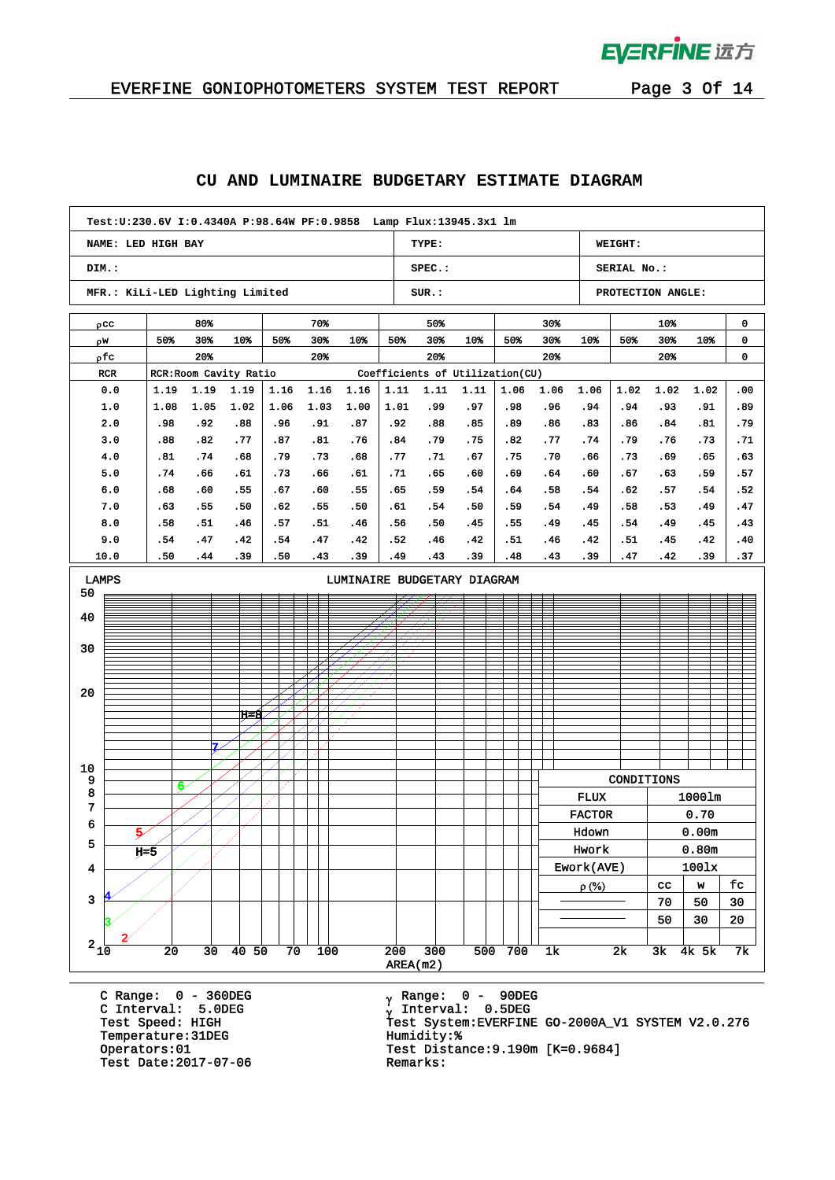## CU AND LUMINAIRE BUDGETARY ESTIMATE DIAGRAM

| Test:U:230.6V I:0.4340A P:98.64W PF:0.9858 Lamp Flux:13945.3x1 lm | | |
|---|---|---|
| NAME: LED HIGH BAY | TYPE: | WEIGHT: |
| DIM.: | SPEC.: | SERIAL No.: |
| MFR.: KiLi-LED Lighting Limited | SUR.: | PROTECTION ANGLE: |

| ρcc | 80% | | | 70% | | | 50% | | | 30% | | | 10% | | | 0 |
|---|---|---|---|---|---|---|---|---|---|---|---|---|---|---|---|---|
| ρw | 50% | 30% | 10% | 50% | 30% | 10% | 50% | 30% | 10% | 50% | 30% | 10% | 50% | 30% | 10% | 0 |
| ρfc | | 20% | | | 20% | | | 20% | | | 20% | | | 20% | | 0 |
| RCR | RCR:Room Cavity Ratio | | | | | | Coefficients of Utilization(CU) | | | | | | | | | |
| 0.0 | 1.19 | 1.19 | 1.19 | 1.16 | 1.16 | 1.16 | 1.11 | 1.11 | 1.11 | 1.06 | 1.06 | 1.06 | 1.02 | 1.02 | 1.02 | .00 |
| 1.0 | 1.08 | 1.05 | 1.02 | 1.06 | 1.03 | 1.00 | 1.01 | .99 | .97 | .98 | .96 | .94 | .94 | .93 | .91 | .89 |
| 2.0 | .98 | .92 | .88 | .96 | .91 | .87 | .92 | .88 | .85 | .89 | .86 | .83 | .86 | .84 | .81 | .79 |
| 3.0 | .88 | .82 | .77 | .87 | .81 | .76 | .84 | .79 | .75 | .82 | .77 | .74 | .79 | .76 | .73 | .71 |
| 4.0 | .81 | .74 | .68 | .79 | .73 | .68 | .77 | .71 | .67 | .75 | .70 | .66 | .73 | .69 | .65 | .63 |
| 5.0 | .74 | .66 | .61 | .73 | .66 | .61 | .71 | .65 | .60 | .69 | .64 | .60 | .67 | .63 | .59 | .57 |
| 6.0 | .68 | .60 | .55 | .67 | .60 | .55 | .65 | .59 | .54 | .64 | .58 | .54 | .62 | .57 | .54 | .52 |
| 7.0 | .63 | .55 | .50 | .62 | .55 | .50 | .61 | .54 | .50 | .59 | .54 | .49 | .58 | .53 | .49 | .47 |
| 8.0 | .58 | .51 | .46 | .57 | .51 | .46 | .56 | .50 | .45 | .55 | .49 | .45 | .54 | .49 | .45 | .43 |
| 9.0 | .54 | .47 | .42 | .54 | .47 | .42 | .52 | .46 | .42 | .51 | .46 | .42 | .51 | .45 | .42 | .40 |
| 10.0 | .50 | .44 | .39 | .50 | .43 | .39 | .49 | .43 | .39 | .48 | .43 | .39 | .47 | .42 | .39 | .37 |

### LUMINAIRE BUDGETARY DIAGRAM

LAMPS (2 – 50) vs. AREA(m2) (10 – 7k); curves H=2 to H=8

| CONDITIONS | | | |
|---|---|---|---|
| FLUX | 1000lm | | |
| FACTOR | 0.70 | | |
| Hdown | 0.00m | | |
| Hwork | 0.80m | | |
| Ework(AVE) | 100lx | | |
| ρ(%) | cc | w | fc |
| ———— | 70 | 50 | 30 |
| ———— | 50 | 30 | 20 |

C Range: 0 - 360DEG
C Interval: 5.0DEG
Test Speed: HIGH
Temperature:31DEG
Operators:01
Test Date:2017-07-06

γ Range: 0 - 90DEG
γ Interval: 0.5DEG
Test System:EVERFINE GO-2000A_V1 SYSTEM V2.0.276
Humidity:%
Test Distance:9.190m [K=0.9684]
Remarks: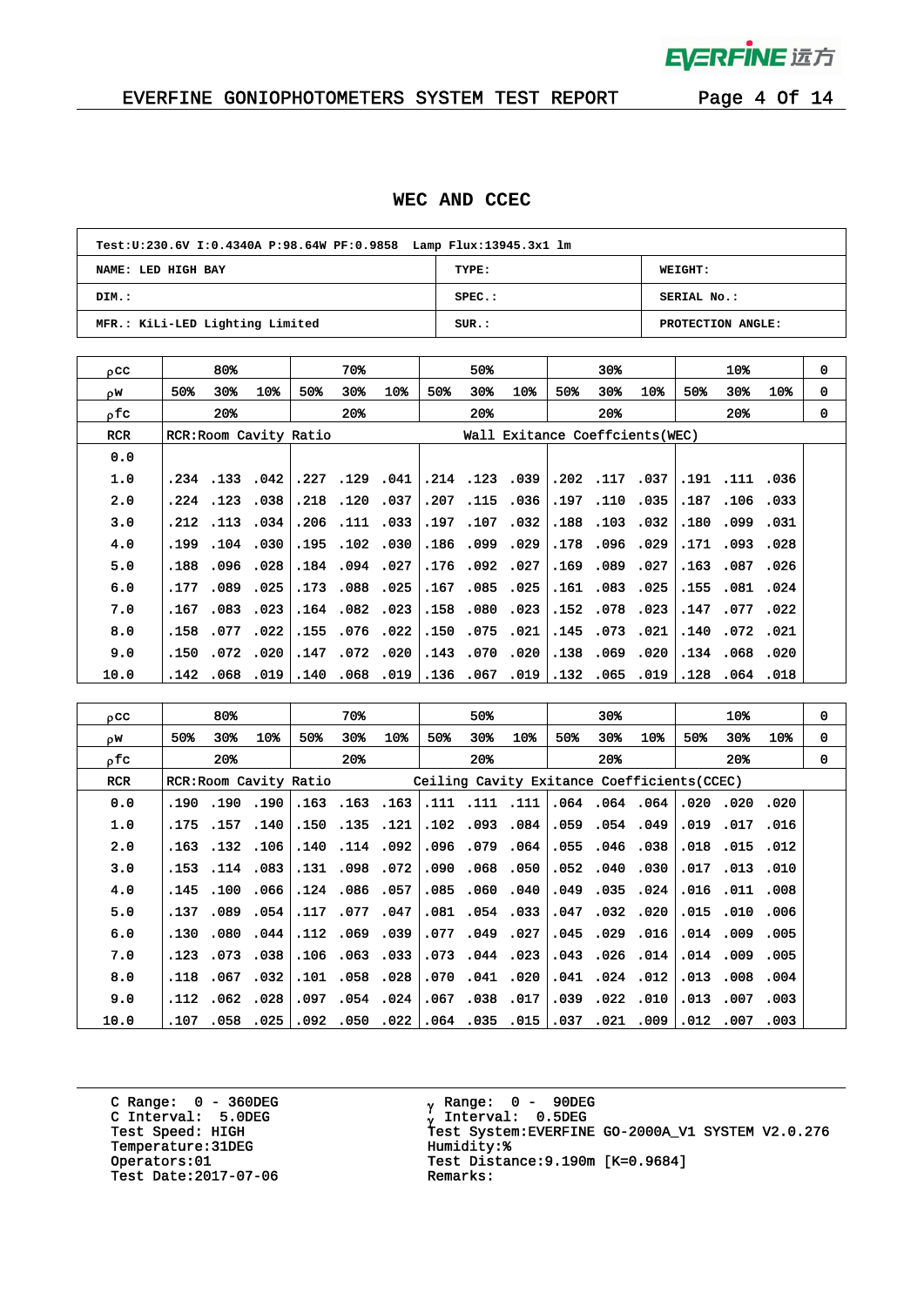## WEC AND CCEC

| Test:U:230.6V I:0.4340A P:98.64W PF:0.9858 Lamp Flux:13945.3x1 lm | | |
|---|---|---|
| NAME: LED HIGH BAY | TYPE: | WEIGHT: |
| DIM.: | SPEC.: | SERIAL No.: |
| MFR.: KiLi-LED Lighting Limited | SUR.: | PROTECTION ANGLE: |

| ρcc | 80% | | | 70% | | | 50% | | | 30% | | | 10% | | | 0 |
|---|---|---|---|---|---|---|---|---|---|---|---|---|---|---|---|---|
| ρw | 50% | 30% | 10% | 50% | 30% | 10% | 50% | 30% | 10% | 50% | 30% | 10% | 50% | 30% | 10% | 0 |
| ρfc | 20% | | | 20% | | | 20% | | | 20% | | | 20% | | | 0 |
| RCR | RCR:Room Cavity Ratio | | | | | | Wall Exitance Coeffcients(WEC) | | | | | | | | | |
| 0.0 | | | | | | | | | | | | | | | | |
| 1.0 | .234 | .133 | .042 | .227 | .129 | .041 | .214 | .123 | .039 | .202 | .117 | .037 | .191 | .111 | .036 | |
| 2.0 | .224 | .123 | .038 | .218 | .120 | .037 | .207 | .115 | .036 | .197 | .110 | .035 | .187 | .106 | .033 | |
| 3.0 | .212 | .113 | .034 | .206 | .111 | .033 | .197 | .107 | .032 | .188 | .103 | .032 | .180 | .099 | .031 | |
| 4.0 | .199 | .104 | .030 | .195 | .102 | .030 | .186 | .099 | .029 | .178 | .096 | .029 | .171 | .093 | .028 | |
| 5.0 | .188 | .096 | .028 | .184 | .094 | .027 | .176 | .092 | .027 | .169 | .089 | .027 | .163 | .087 | .026 | |
| 6.0 | .177 | .089 | .025 | .173 | .088 | .025 | .167 | .085 | .025 | .161 | .083 | .025 | .155 | .081 | .024 | |
| 7.0 | .167 | .083 | .023 | .164 | .082 | .023 | .158 | .080 | .023 | .152 | .078 | .023 | .147 | .077 | .022 | |
| 8.0 | .158 | .077 | .022 | .155 | .076 | .022 | .150 | .075 | .021 | .145 | .073 | .021 | .140 | .072 | .021 | |
| 9.0 | .150 | .072 | .020 | .147 | .072 | .020 | .143 | .070 | .020 | .138 | .069 | .020 | .134 | .068 | .020 | |
| 10.0 | .142 | .068 | .019 | .140 | .068 | .019 | .136 | .067 | .019 | .132 | .065 | .019 | .128 | .064 | .018 | |

| ρcc | 80% | | | 70% | | | 50% | | | 30% | | | 10% | | | 0 |
|---|---|---|---|---|---|---|---|---|---|---|---|---|---|---|---|---|
| ρw | 50% | 30% | 10% | 50% | 30% | 10% | 50% | 30% | 10% | 50% | 30% | 10% | 50% | 30% | 10% | 0 |
| ρfc | 20% | | | 20% | | | 20% | | | 20% | | | 20% | | | 0 |
| RCR | RCR:Room Cavity Ratio | | | | | | Ceiling Cavity Exitance Coefficients(CCEC) | | | | | | | | | |
| 0.0 | .190 | .190 | .190 | .163 | .163 | .163 | .111 | .111 | .111 | .064 | .064 | .064 | .020 | .020 | .020 | |
| 1.0 | .175 | .157 | .140 | .150 | .135 | .121 | .102 | .093 | .084 | .059 | .054 | .049 | .019 | .017 | .016 | |
| 2.0 | .163 | .132 | .106 | .140 | .114 | .092 | .096 | .079 | .064 | .055 | .046 | .038 | .018 | .015 | .012 | |
| 3.0 | .153 | .114 | .083 | .131 | .098 | .072 | .090 | .068 | .050 | .052 | .040 | .030 | .017 | .013 | .010 | |
| 4.0 | .145 | .100 | .066 | .124 | .086 | .057 | .085 | .060 | .040 | .049 | .035 | .024 | .016 | .011 | .008 | |
| 5.0 | .137 | .089 | .054 | .117 | .077 | .047 | .081 | .054 | .033 | .047 | .032 | .020 | .015 | .010 | .006 | |
| 6.0 | .130 | .080 | .044 | .112 | .069 | .039 | .077 | .049 | .027 | .045 | .029 | .016 | .014 | .009 | .005 | |
| 7.0 | .123 | .073 | .038 | .106 | .063 | .033 | .073 | .044 | .023 | .043 | .026 | .014 | .014 | .009 | .005 | |
| 8.0 | .118 | .067 | .032 | .101 | .058 | .028 | .070 | .041 | .020 | .041 | .024 | .012 | .013 | .008 | .004 | |
| 9.0 | .112 | .062 | .028 | .097 | .054 | .024 | .067 | .038 | .017 | .039 | .022 | .010 | .013 | .007 | .003 | |
| 10.0 | .107 | .058 | .025 | .092 | .050 | .022 | .064 | .035 | .015 | .037 | .021 | .009 | .012 | .007 | .003 | |

C Range: 0 - 360DEG
C Interval: 5.0DEG
Test Speed: HIGH
Temperature:31DEG
Operators:01
Test Date:2017-07-06

γ Range: 0 - 90DEG
γ Interval: 0.5DEG
Test System:EVERFINE GO-2000A_V1 SYSTEM V2.0.276
Humidity:%
Test Distance:9.190m [K=0.9684]
Remarks: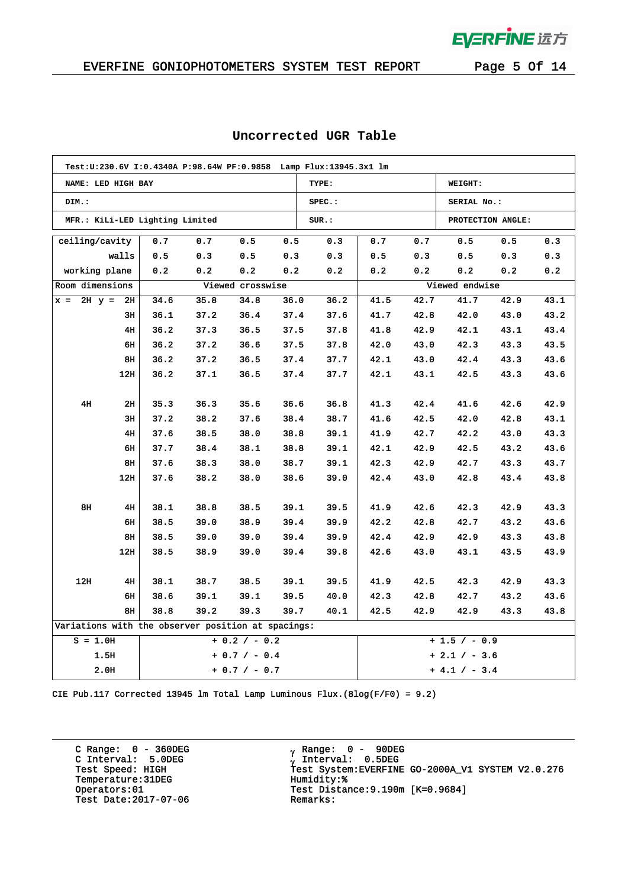## Uncorrected UGR Table

| Test:U:230.6V I:0.4340A P:98.64W PF:0.9858 Lamp Flux:13945.3x1 lm | | |
|---|---|---|
| NAME: LED HIGH BAY | TYPE: | WEIGHT: |
| DIM.: | SPEC.: | SERIAL No.: |
| MFR.: KiLi-LED Lighting Limited | SUR.: | PROTECTION ANGLE: |

| ceiling/cavity | 0.7 | 0.7 | 0.5 | 0.5 | 0.3 | 0.7 | 0.7 | 0.5 | 0.5 | 0.3 |
|---|---|---|---|---|---|---|---|---|---|---|
| walls | 0.5 | 0.3 | 0.5 | 0.3 | 0.3 | 0.5 | 0.3 | 0.5 | 0.3 | 0.3 |
| working plane | 0.2 | 0.2 | 0.2 | 0.2 | 0.2 | 0.2 | 0.2 | 0.2 | 0.2 | 0.2 |
| Room dimensions | Viewed crosswise | | | | | Viewed endwise | | | | |
| x = 2H y = 2H | 34.6 | 35.8 | 34.8 | 36.0 | 36.2 | 41.5 | 42.7 | 41.7 | 42.9 | 43.1 |
| 3H | 36.1 | 37.2 | 36.4 | 37.4 | 37.6 | 41.7 | 42.8 | 42.0 | 43.0 | 43.2 |
| 4H | 36.2 | 37.3 | 36.5 | 37.5 | 37.8 | 41.8 | 42.9 | 42.1 | 43.1 | 43.4 |
| 6H | 36.2 | 37.2 | 36.6 | 37.5 | 37.8 | 42.0 | 43.0 | 42.3 | 43.3 | 43.5 |
| 8H | 36.2 | 37.2 | 36.5 | 37.4 | 37.7 | 42.1 | 43.0 | 42.4 | 43.3 | 43.6 |
| 12H | 36.2 | 37.1 | 36.5 | 37.4 | 37.7 | 42.1 | 43.1 | 42.5 | 43.3 | 43.6 |
| 4H 2H | 35.3 | 36.3 | 35.6 | 36.6 | 36.8 | 41.3 | 42.4 | 41.6 | 42.6 | 42.9 |
| 3H | 37.2 | 38.2 | 37.6 | 38.4 | 38.7 | 41.6 | 42.5 | 42.0 | 42.8 | 43.1 |
| 4H | 37.6 | 38.5 | 38.0 | 38.8 | 39.1 | 41.9 | 42.7 | 42.2 | 43.0 | 43.3 |
| 6H | 37.7 | 38.4 | 38.1 | 38.8 | 39.1 | 42.1 | 42.9 | 42.5 | 43.2 | 43.6 |
| 8H | 37.6 | 38.3 | 38.0 | 38.7 | 39.1 | 42.3 | 42.9 | 42.7 | 43.3 | 43.7 |
| 12H | 37.6 | 38.2 | 38.0 | 38.6 | 39.0 | 42.4 | 43.0 | 42.8 | 43.4 | 43.8 |
| 8H 4H | 38.1 | 38.8 | 38.5 | 39.1 | 39.5 | 41.9 | 42.6 | 42.3 | 42.9 | 43.3 |
| 6H | 38.5 | 39.0 | 38.9 | 39.4 | 39.9 | 42.2 | 42.8 | 42.7 | 43.2 | 43.6 |
| 8H | 38.5 | 39.0 | 39.0 | 39.4 | 39.9 | 42.4 | 42.9 | 42.9 | 43.3 | 43.8 |
| 12H | 38.5 | 38.9 | 39.0 | 39.4 | 39.8 | 42.6 | 43.0 | 43.1 | 43.5 | 43.9 |
| 12H 4H | 38.1 | 38.7 | 38.5 | 39.1 | 39.5 | 41.9 | 42.5 | 42.3 | 42.9 | 43.3 |
| 6H | 38.6 | 39.1 | 39.1 | 39.5 | 40.0 | 42.3 | 42.8 | 42.7 | 43.2 | 43.6 |
| 8H | 38.8 | 39.2 | 39.3 | 39.7 | 40.1 | 42.5 | 42.9 | 42.9 | 43.3 | 43.8 |
| Variations with the observer position at spacings: | | | | | | | | | | |
| S = 1.0H | + 0.2 / - 0.2 | | | | | + 1.5 / - 0.9 | | | | |
| 1.5H | + 0.7 / - 0.4 | | | | | + 2.1 / - 3.6 | | | | |
| 2.0H | + 0.7 / - 0.7 | | | | | + 4.1 / - 3.4 | | | | |

CIE Pub.117 Corrected 13945 lm Total Lamp Luminous Flux.(8log(F/F0) = 9.2)

C Range: 0 - 360DEG
C Interval: 5.0DEG
Test Speed: HIGH
Temperature:31DEG
Operators:01
Test Date:2017-07-06

γ Range: 0 - 90DEG
γ Interval: 0.5DEG
Test System:EVERFINE GO-2000A_V1 SYSTEM V2.0.276
Humidity:%
Test Distance:9.190m [K=0.9684]
Remarks: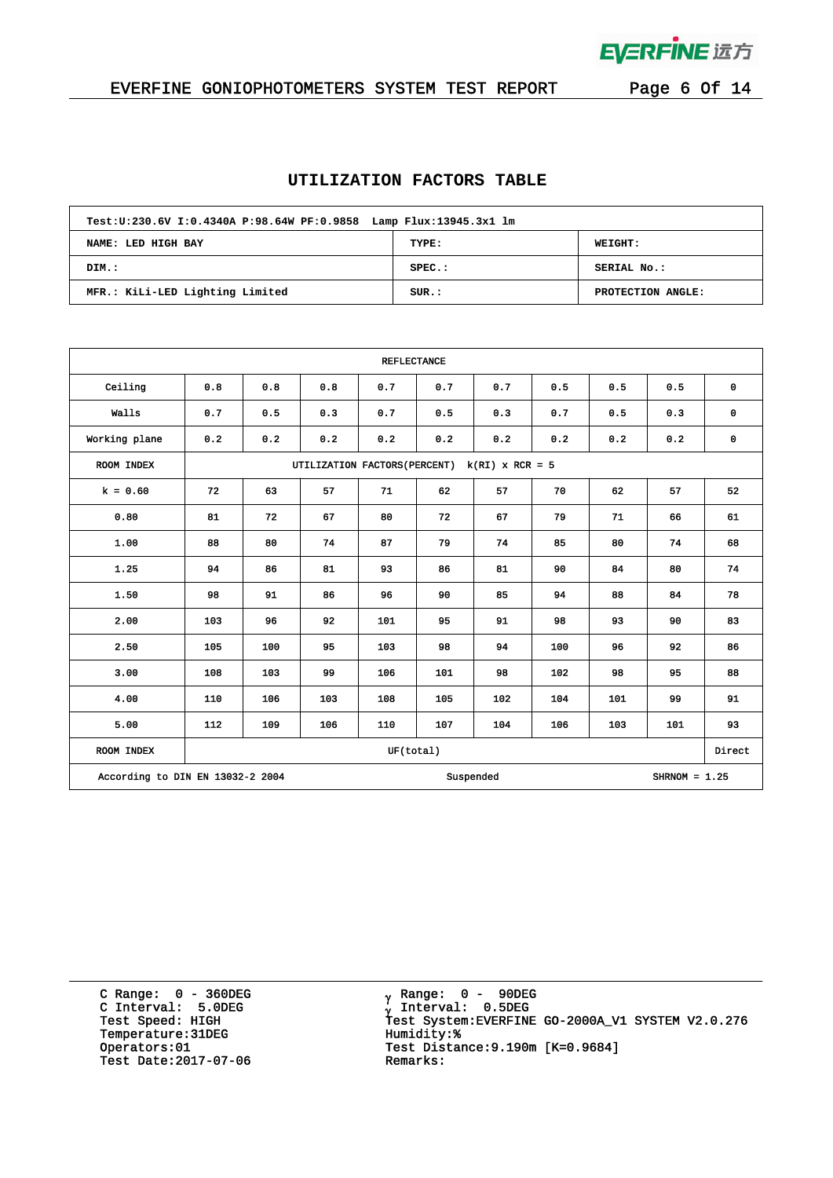# UTILIZATION FACTORS TABLE

| Test:U:230.6V I:0.4340A P:98.64W PF:0.9858 Lamp Flux:13945.3x1 lm | | |
|---|---|---|
| NAME: LED HIGH BAY | TYPE: | WEIGHT: |
| DIM.: | SPEC.: | SERIAL No.: |
| MFR.: KiLi-LED Lighting Limited | SUR.: | PROTECTION ANGLE: |

| REFLECTANCE | | | | | | | | | | |
|---|---|---|---|---|---|---|---|---|---|---|
| Ceiling | 0.8 | 0.8 | 0.8 | 0.7 | 0.7 | 0.7 | 0.5 | 0.5 | 0.5 | 0 |
| Walls | 0.7 | 0.5 | 0.3 | 0.7 | 0.5 | 0.3 | 0.7 | 0.5 | 0.3 | 0 |
| Working plane | 0.2 | 0.2 | 0.2 | 0.2 | 0.2 | 0.2 | 0.2 | 0.2 | 0.2 | 0 |
| ROOM INDEX | UTILIZATION FACTORS(PERCENT) k(RI) x RCR = 5 | | | | | | | | | |
| k = 0.60 | 72 | 63 | 57 | 71 | 62 | 57 | 70 | 62 | 57 | 52 |
| 0.80 | 81 | 72 | 67 | 80 | 72 | 67 | 79 | 71 | 66 | 61 |
| 1.00 | 88 | 80 | 74 | 87 | 79 | 74 | 85 | 80 | 74 | 68 |
| 1.25 | 94 | 86 | 81 | 93 | 86 | 81 | 90 | 84 | 80 | 74 |
| 1.50 | 98 | 91 | 86 | 96 | 90 | 85 | 94 | 88 | 84 | 78 |
| 2.00 | 103 | 96 | 92 | 101 | 95 | 91 | 98 | 93 | 90 | 83 |
| 2.50 | 105 | 100 | 95 | 103 | 98 | 94 | 100 | 96 | 92 | 86 |
| 3.00 | 108 | 103 | 99 | 106 | 101 | 98 | 102 | 98 | 95 | 88 |
| 4.00 | 110 | 106 | 103 | 108 | 105 | 102 | 104 | 101 | 99 | 91 |
| 5.00 | 112 | 109 | 106 | 110 | 107 | 104 | 106 | 103 | 101 | 93 |
| ROOM INDEX | UF(total) | | | | | | | | | Direct |
| According to DIN EN 13032-2 2004 | | | | Suspended | | | | SHRNOM = 1.25 | | |

C Range: 0 - 360DEG
C Interval: 5.0DEG
Test Speed: HIGH
Temperature:31DEG
Operators:01
Test Date:2017-07-06

γ Range: 0 - 90DEG
γ Interval: 0.5DEG
Test System:EVERFINE GO-2000A_V1 SYSTEM V2.0.276
Humidity:%
Test Distance:9.190m [K=0.9684]
Remarks: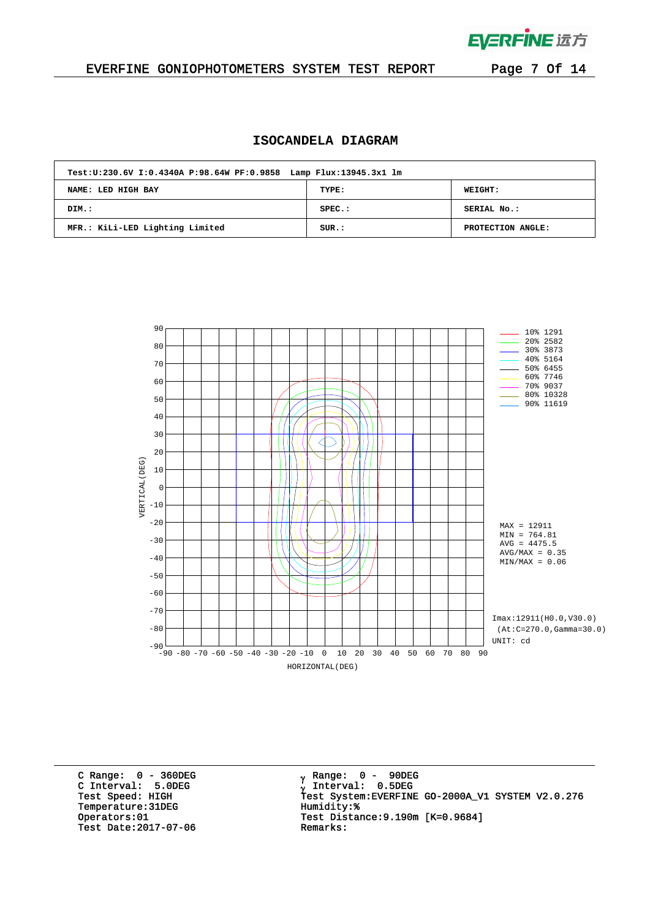## ISOCANDELA DIAGRAM

| Test:U:230.6V I:0.4340A P:98.64W PF:0.9858 Lamp Flux:13945.3x1 lm | | |
|---|---|---|
| NAME: LED HIGH BAY | TYPE: | WEIGHT: |
| DIM.: | SPEC.: | SERIAL No.: |
| MFR.: KiLi-LED Lighting Limited | SUR.: | PROTECTION ANGLE: |

| Level | Value |
|---|---|
| 10% | 1291 |
| 20% | 2582 |
| 30% | 3873 |
| 40% | 5164 |
| 50% | 6455 |
| 60% | 7746 |
| 70% | 9037 |
| 80% | 10328 |
| 90% | 11619 |

MAX = 12911
MIN = 764.81
AVG = 4475.5
AVG/MAX = 0.35
MIN/MAX = 0.06

Imax:12911(H0.0,V30.0)
(At:C=270.0,Gamma=30.0)
UNIT: cd

VERTICAL(DEG)
HORIZONTAL(DEG)

C Range: 0 - 360DEG
C Interval: 5.0DEG
Test Speed: HIGH
Temperature:31DEG
Operators:01
Test Date:2017-07-06

γ Range: 0 - 90DEG
γ Interval: 0.5DEG
Test System:EVERFINE GO-2000A_V1 SYSTEM V2.0.276
Humidity:%
Test Distance:9.190m [K=0.9684]
Remarks: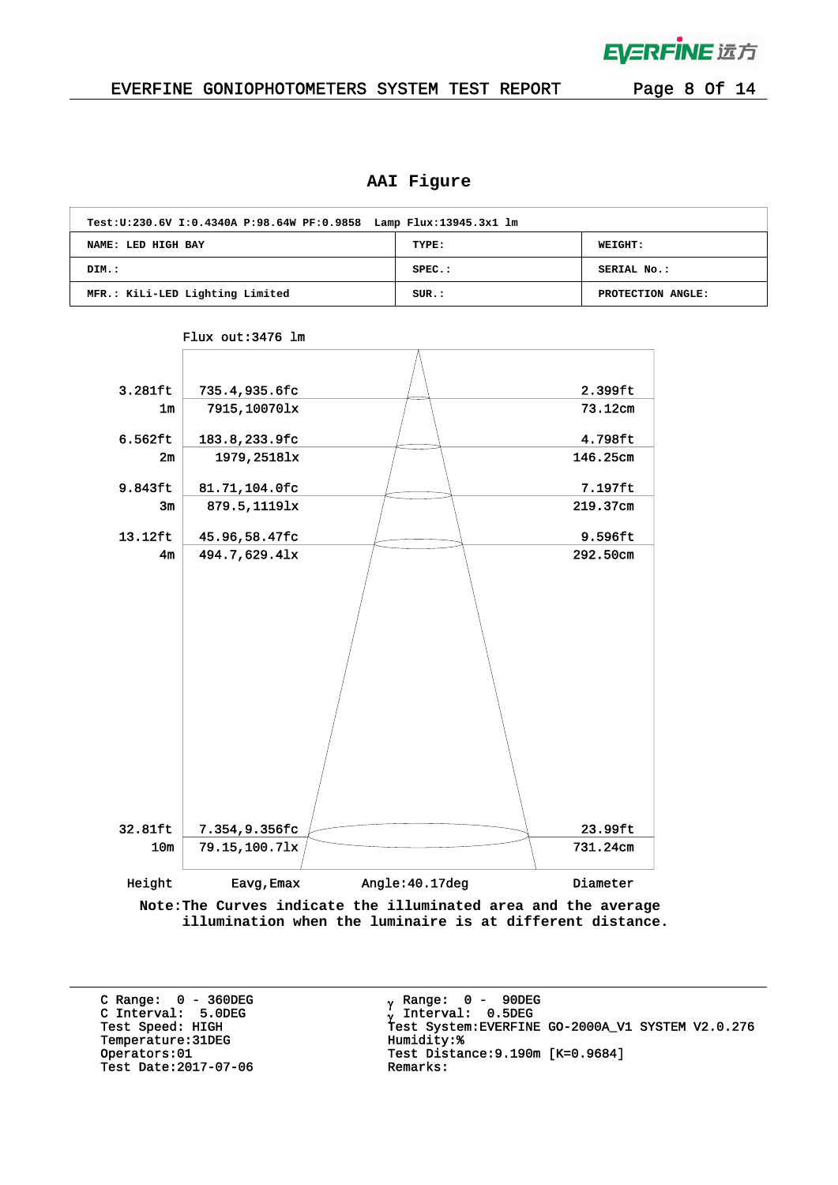# AAI Figure

| Test:U:230.6V I:0.4340A P:98.64W PF:0.9858 Lamp Flux:13945.3x1 lm | | |
|---|---|---|
| NAME: LED HIGH BAY | TYPE: | WEIGHT: |
| DIM.: | SPEC.: | SERIAL No.: |
| MFR.: KiLi-LED Lighting Limited | SUR.: | PROTECTION ANGLE: |

Flux out:3476 lm

| Height | Eavg,Emax | Diameter |
|---|---|---|
| 3.281ft / 1m | 735.4,935.6fc / 7915,10070lx | 2.399ft / 73.12cm |
| 6.562ft / 2m | 183.8,233.9fc / 1979,2518lx | 4.798ft / 146.25cm |
| 9.843ft / 3m | 81.71,104.0fc / 879.5,1119lx | 7.197ft / 219.37cm |
| 13.12ft / 4m | 45.96,58.47fc / 494.7,629.4lx | 9.596ft / 292.50cm |
| 32.81ft / 10m | 7.354,9.356fc / 79.15,100.7lx | 23.99ft / 731.24cm |

Angle:40.17deg

Note:The Curves indicate the illuminated area and the average illumination when the luminaire is at different distance.

C Range: 0 - 360DEG
C Interval: 5.0DEG
Test Speed: HIGH
Temperature:31DEG
Operators:01
Test Date:2017-07-06

γ Range: 0 - 90DEG
γ Interval: 0.5DEG
Test System:EVERFINE GO-2000A_V1 SYSTEM V2.0.276
Humidity:%
Test Distance:9.190m [K=0.9684]
Remarks: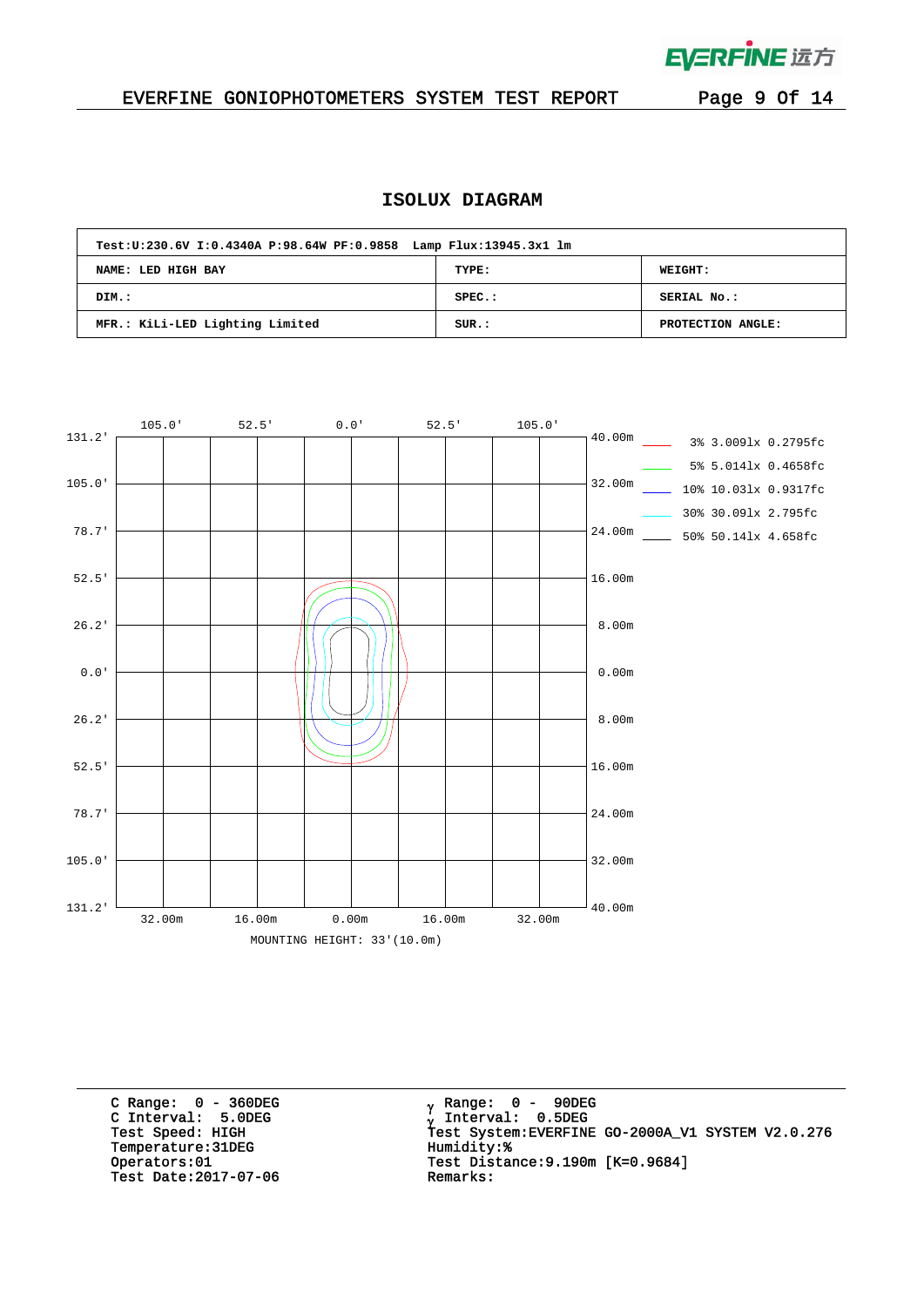## ISOLUX DIAGRAM

| Test:U:230.6V I:0.4340A P:98.64W PF:0.9858 Lamp Flux:13945.3x1 lm | | |
|---|---|---|
| NAME: LED HIGH BAY | TYPE: | WEIGHT: |
| DIM.: | SPEC.: | SERIAL No.: |
| MFR.: KiLi-LED Lighting Limited | SUR.: | PROTECTION ANGLE: |

3% 3.009lx 0.2795fc
5% 5.014lx 0.4658fc
10% 10.03lx 0.9317fc
30% 30.09lx 2.795fc
50% 50.14lx 4.658fc

MOUNTING HEIGHT: 33'(10.0m)

C Range: 0 - 360DEG
C Interval: 5.0DEG
Test Speed: HIGH
Temperature:31DEG
Operators:01
Test Date:2017-07-06

γ Range: 0 - 90DEG
γ Interval: 0.5DEG
Test System:EVERFINE GO-2000A_V1 SYSTEM V2.0.276
Humidity:%
Test Distance:9.190m [K=0.9684]
Remarks: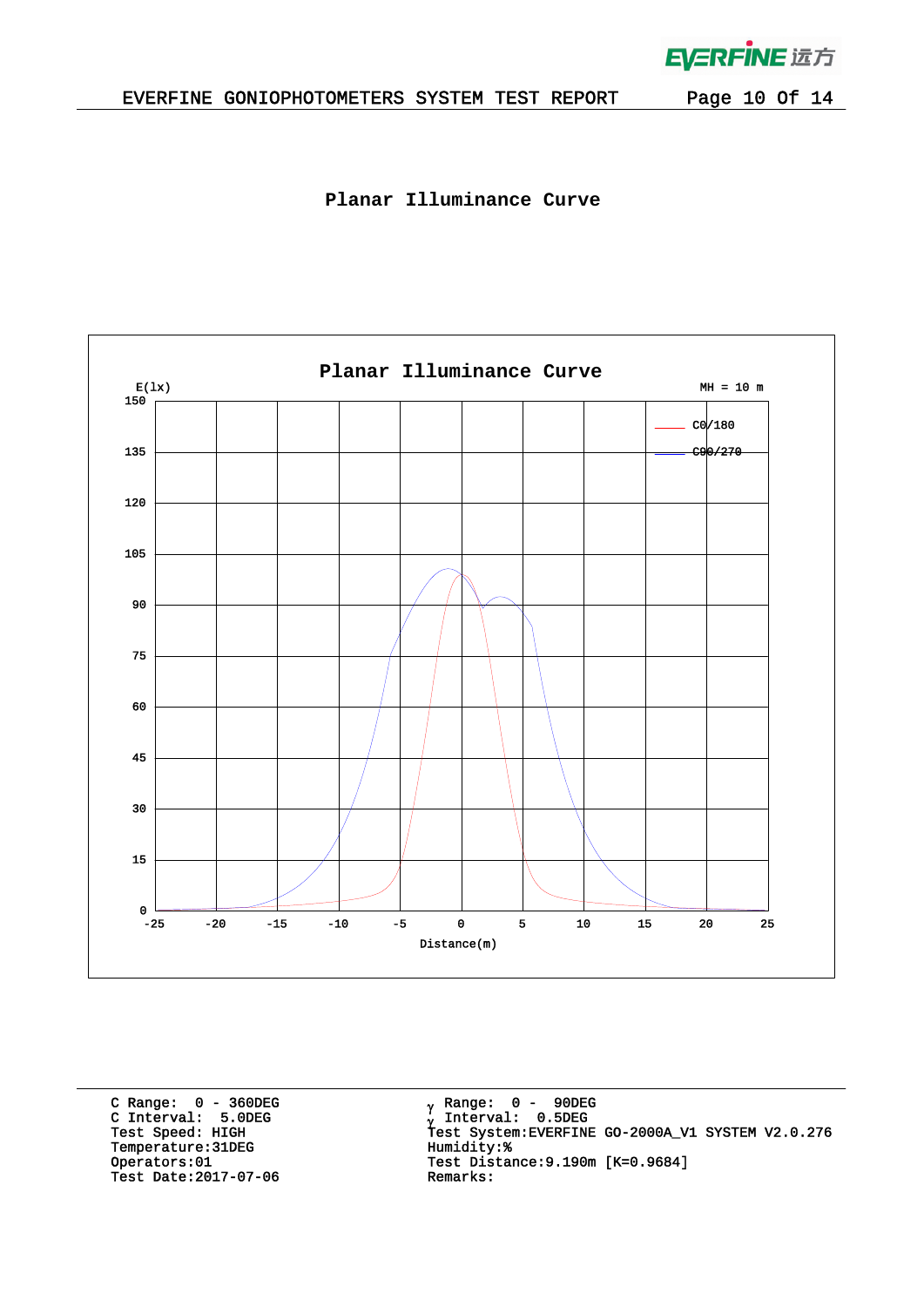# Planar Illuminance Curve

| | |
|---|---|
| C Range: 0 - 360DEG | γ Range: 0 - 90DEG |
| C Interval: 5.0DEG | γ Interval: 0.5DEG |
| Test Speed: HIGH | Test System:EVERFINE GO-2000A_V1 SYSTEM V2.0.276 |
| Temperature:31DEG | Humidity:% |
| Operators:01 | Test Distance:9.190m [K=0.9684] |
| Test Date:2017-07-06 | Remarks: |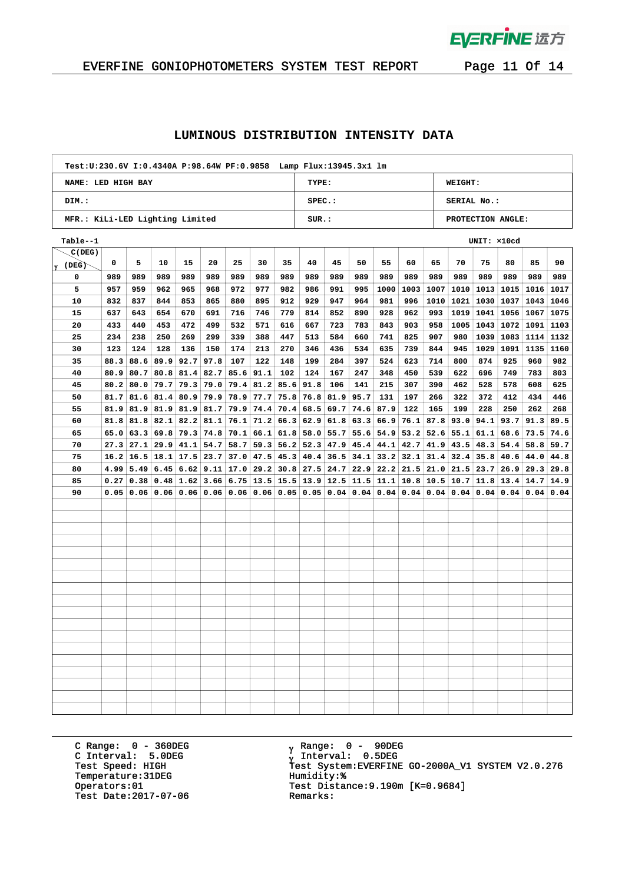## LUMINOUS DISTRIBUTION INTENSITY DATA

| Test:U:230.6V I:0.4340A P:98.64W PF:0.9858 Lamp Flux:13945.3x1 lm | | |
|---|---|---|
| NAME: LED HIGH BAY | TYPE: | WEIGHT: |
| DIM.: | SPEC.: | SERIAL No.: |
| MFR.: KiLi-LED Lighting Limited | SUR.: | PROTECTION ANGLE: |

Table--1 UNIT: ×10cd

| C(DEG) / γ (DEG) | 0 | 5 | 10 | 15 | 20 | 25 | 30 | 35 | 40 | 45 | 50 | 55 | 60 | 65 | 70 | 75 | 80 | 85 | 90 |
|---|---|---|---|---|---|---|---|---|---|---|---|---|---|---|---|---|---|---|---|
| 0 | 989 | 989 | 989 | 989 | 989 | 989 | 989 | 989 | 989 | 989 | 989 | 989 | 989 | 989 | 989 | 989 | 989 | 989 | 989 |
| 5 | 957 | 959 | 962 | 965 | 968 | 972 | 977 | 982 | 986 | 991 | 995 | 1000 | 1003 | 1007 | 1010 | 1013 | 1015 | 1016 | 1017 |
| 10 | 832 | 837 | 844 | 853 | 865 | 880 | 895 | 912 | 929 | 947 | 964 | 981 | 996 | 1010 | 1021 | 1030 | 1037 | 1043 | 1046 |
| 15 | 637 | 643 | 654 | 670 | 691 | 716 | 746 | 779 | 814 | 852 | 890 | 928 | 962 | 993 | 1019 | 1041 | 1056 | 1067 | 1075 |
| 20 | 433 | 440 | 453 | 472 | 499 | 532 | 571 | 616 | 667 | 723 | 783 | 843 | 903 | 958 | 1005 | 1043 | 1072 | 1091 | 1103 |
| 25 | 234 | 238 | 250 | 269 | 299 | 339 | 388 | 447 | 513 | 584 | 660 | 741 | 825 | 907 | 980 | 1039 | 1083 | 1114 | 1132 |
| 30 | 123 | 124 | 128 | 136 | 150 | 174 | 213 | 270 | 346 | 436 | 534 | 635 | 739 | 844 | 945 | 1029 | 1091 | 1135 | 1160 |
| 35 | 88.3 | 88.6 | 89.9 | 92.7 | 97.8 | 107 | 122 | 148 | 199 | 284 | 397 | 524 | 623 | 714 | 800 | 874 | 925 | 960 | 982 |
| 40 | 80.9 | 80.7 | 80.8 | 81.4 | 82.7 | 85.6 | 91.1 | 102 | 124 | 167 | 247 | 348 | 450 | 539 | 622 | 696 | 749 | 783 | 803 |
| 45 | 80.2 | 80.0 | 79.7 | 79.3 | 79.0 | 79.4 | 81.2 | 85.6 | 91.8 | 106 | 141 | 215 | 307 | 390 | 462 | 528 | 578 | 608 | 625 |
| 50 | 81.7 | 81.6 | 81.4 | 80.9 | 79.9 | 78.9 | 77.7 | 75.8 | 76.8 | 81.9 | 95.7 | 131 | 197 | 266 | 322 | 372 | 412 | 434 | 446 |
| 55 | 81.9 | 81.9 | 81.9 | 81.9 | 81.7 | 79.9 | 74.4 | 70.4 | 68.5 | 69.7 | 74.6 | 87.9 | 122 | 165 | 199 | 228 | 250 | 262 | 268 |
| 60 | 81.8 | 81.8 | 82.1 | 82.2 | 81.1 | 76.1 | 71.2 | 66.3 | 62.9 | 61.8 | 63.3 | 66.9 | 76.1 | 87.8 | 93.0 | 94.1 | 93.7 | 91.3 | 89.5 |
| 65 | 65.0 | 63.3 | 69.8 | 79.3 | 74.8 | 70.1 | 66.1 | 61.8 | 58.0 | 55.7 | 55.6 | 54.9 | 53.2 | 52.6 | 55.1 | 61.1 | 68.6 | 73.5 | 74.6 |
| 70 | 27.3 | 27.1 | 29.9 | 41.1 | 54.7 | 58.7 | 59.3 | 56.2 | 52.3 | 47.9 | 45.4 | 44.1 | 42.7 | 41.9 | 43.5 | 48.3 | 54.4 | 58.8 | 59.7 |
| 75 | 16.2 | 16.5 | 18.1 | 17.5 | 23.7 | 37.0 | 47.5 | 45.3 | 40.4 | 36.5 | 34.1 | 33.2 | 32.1 | 31.4 | 32.4 | 35.8 | 40.6 | 44.0 | 44.8 |
| 80 | 4.99 | 5.49 | 6.45 | 6.62 | 9.11 | 17.0 | 29.2 | 30.8 | 27.5 | 24.7 | 22.9 | 22.2 | 21.5 | 21.0 | 21.5 | 23.7 | 26.9 | 29.3 | 29.8 |
| 85 | 0.27 | 0.38 | 0.48 | 1.62 | 3.66 | 6.75 | 13.5 | 15.5 | 13.9 | 12.5 | 11.5 | 11.1 | 10.8 | 10.5 | 10.7 | 11.8 | 13.4 | 14.7 | 14.9 |
| 90 | 0.05 | 0.06 | 0.06 | 0.06 | 0.06 | 0.06 | 0.06 | 0.05 | 0.05 | 0.04 | 0.04 | 0.04 | 0.04 | 0.04 | 0.04 | 0.04 | 0.04 | 0.04 | 0.04 |

C Range: 0 - 360DEG
C Interval: 5.0DEG
Test Speed: HIGH
Temperature:31DEG
Operators:01
Test Date:2017-07-06

γ Range: 0 - 90DEG
γ Interval: 0.5DEG
Test System:EVERFINE GO-2000A_V1 SYSTEM V2.0.276
Humidity:%
Test Distance:9.190m [K=0.9684]
Remarks: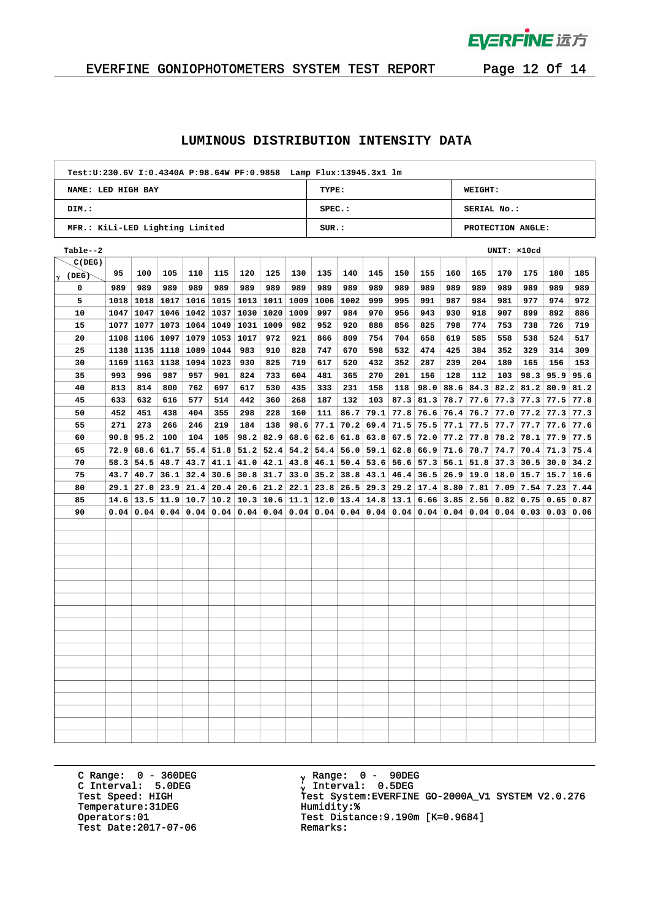## LUMINOUS DISTRIBUTION INTENSITY DATA

| Test:U:230.6V I:0.4340A P:98.64W PF:0.9858 Lamp Flux:13945.3x1 lm | | |
|---|---|---|
| NAME: LED HIGH BAY | TYPE: | WEIGHT: |
| DIM.: | SPEC.: | SERIAL No.: |
| MFR.: KiLi-LED Lighting Limited | SUR.: | PROTECTION ANGLE: |

Table--2 UNIT: ×10cd

| γ (DEG) \ C(DEG) | 95 | 100 | 105 | 110 | 115 | 120 | 125 | 130 | 135 | 140 | 145 | 150 | 155 | 160 | 165 | 170 | 175 | 180 | 185 |
|---|---|---|---|---|---|---|---|---|---|---|---|---|---|---|---|---|---|---|---|
| 0 | 989 | 989 | 989 | 989 | 989 | 989 | 989 | 989 | 989 | 989 | 989 | 989 | 989 | 989 | 989 | 989 | 989 | 989 | 989 |
| 5 | 1018 | 1018 | 1017 | 1016 | 1015 | 1013 | 1011 | 1009 | 1006 | 1002 | 999 | 995 | 991 | 987 | 984 | 981 | 977 | 974 | 972 |
| 10 | 1047 | 1047 | 1046 | 1042 | 1037 | 1030 | 1020 | 1009 | 997 | 984 | 970 | 956 | 943 | 930 | 918 | 907 | 899 | 892 | 886 |
| 15 | 1077 | 1077 | 1073 | 1064 | 1049 | 1031 | 1009 | 982 | 952 | 920 | 888 | 856 | 825 | 798 | 774 | 753 | 738 | 726 | 719 |
| 20 | 1108 | 1106 | 1097 | 1079 | 1053 | 1017 | 972 | 921 | 866 | 809 | 754 | 704 | 658 | 619 | 585 | 558 | 538 | 524 | 517 |
| 25 | 1138 | 1135 | 1118 | 1089 | 1044 | 983 | 910 | 828 | 747 | 670 | 598 | 532 | 474 | 425 | 384 | 352 | 329 | 314 | 309 |
| 30 | 1169 | 1163 | 1138 | 1094 | 1023 | 930 | 825 | 719 | 617 | 520 | 432 | 352 | 287 | 239 | 204 | 180 | 165 | 156 | 153 |
| 35 | 993 | 996 | 987 | 957 | 901 | 824 | 733 | 604 | 481 | 365 | 270 | 201 | 156 | 128 | 112 | 103 | 98.3 | 95.9 | 95.6 |
| 40 | 813 | 814 | 800 | 762 | 697 | 617 | 530 | 435 | 333 | 231 | 158 | 118 | 98.0 | 88.6 | 84.3 | 82.2 | 81.2 | 80.9 | 81.2 |
| 45 | 633 | 632 | 616 | 577 | 514 | 442 | 360 | 268 | 187 | 132 | 103 | 87.3 | 81.3 | 78.7 | 77.6 | 77.3 | 77.3 | 77.5 | 77.8 |
| 50 | 452 | 451 | 438 | 404 | 355 | 298 | 228 | 160 | 111 | 86.7 | 79.1 | 77.8 | 76.6 | 76.4 | 76.7 | 77.0 | 77.2 | 77.3 | 77.3 |
| 55 | 271 | 273 | 266 | 246 | 219 | 184 | 138 | 98.6 | 77.1 | 70.2 | 69.4 | 71.5 | 75.5 | 77.1 | 77.5 | 77.7 | 77.7 | 77.6 | 77.6 |
| 60 | 90.8 | 95.2 | 100 | 104 | 105 | 98.2 | 82.9 | 68.6 | 62.6 | 61.8 | 63.8 | 67.5 | 72.0 | 77.2 | 77.8 | 78.2 | 78.1 | 77.9 | 77.5 |
| 65 | 72.9 | 68.6 | 61.7 | 55.4 | 51.8 | 51.2 | 52.4 | 54.2 | 54.4 | 56.0 | 59.1 | 62.8 | 66.9 | 71.6 | 78.7 | 74.7 | 70.4 | 71.3 | 75.4 |
| 70 | 58.3 | 54.5 | 48.7 | 43.7 | 41.1 | 41.0 | 42.1 | 43.8 | 46.1 | 50.4 | 53.6 | 56.6 | 57.3 | 56.1 | 51.8 | 37.3 | 30.5 | 30.0 | 34.2 |
| 75 | 43.7 | 40.7 | 36.1 | 32.4 | 30.6 | 30.8 | 31.7 | 33.0 | 35.2 | 38.8 | 43.1 | 46.4 | 36.5 | 26.9 | 19.0 | 18.0 | 15.7 | 15.7 | 16.6 |
| 80 | 29.1 | 27.0 | 23.9 | 21.4 | 20.4 | 20.6 | 21.2 | 22.1 | 23.8 | 26.5 | 29.3 | 29.2 | 17.4 | 8.80 | 7.81 | 7.09 | 7.54 | 7.23 | 7.44 |
| 85 | 14.6 | 13.5 | 11.9 | 10.7 | 10.2 | 10.3 | 10.6 | 11.1 | 12.0 | 13.4 | 14.8 | 13.1 | 6.66 | 3.85 | 2.56 | 0.82 | 0.75 | 0.65 | 0.87 |
| 90 | 0.04 | 0.04 | 0.04 | 0.04 | 0.04 | 0.04 | 0.04 | 0.04 | 0.04 | 0.04 | 0.04 | 0.04 | 0.04 | 0.04 | 0.04 | 0.04 | 0.03 | 0.03 | 0.06 |

C Range: 0 - 360DEG
C Interval: 5.0DEG
Test Speed: HIGH
Temperature:31DEG
Operators:01
Test Date:2017-07-06

γ Range: 0 - 90DEG
γ Interval: 0.5DEG
Test System:EVERFINE GO-2000A_V1 SYSTEM V2.0.276
Humidity:%
Test Distance:9.190m [K=0.9684]
Remarks: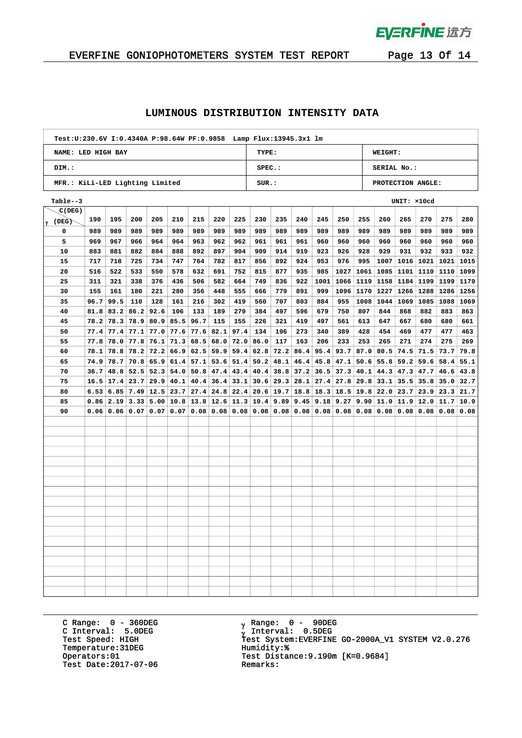## LUMINOUS DISTRIBUTION INTENSITY DATA

| Test:U:230.6V I:0.4340A P:98.64W PF:0.9858 Lamp Flux:13945.3x1 lm | | |
|---|---|---|
| NAME: LED HIGH BAY | TYPE: | WEIGHT: |
| DIM.: | SPEC.: | SERIAL No.: |
| MFR.: KiLi-LED Lighting Limited | SUR.: | PROTECTION ANGLE: |

Table--3 UNIT: ×10cd

| γ (DEG) \ C(DEG) | 190 | 195 | 200 | 205 | 210 | 215 | 220 | 225 | 230 | 235 | 240 | 245 | 250 | 255 | 260 | 265 | 270 | 275 | 280 |
|---|---|---|---|---|---|---|---|---|---|---|---|---|---|---|---|---|---|---|---|
| 0 | 989 | 989 | 989 | 989 | 989 | 989 | 989 | 989 | 989 | 989 | 989 | 989 | 989 | 989 | 989 | 989 | 989 | 989 | 989 |
| 5 | 969 | 967 | 966 | 964 | 964 | 963 | 962 | 962 | 961 | 961 | 961 | 960 | 960 | 960 | 960 | 960 | 960 | 960 | 960 |
| 10 | 883 | 881 | 882 | 884 | 888 | 892 | 897 | 904 | 909 | 914 | 919 | 923 | 926 | 928 | 929 | 931 | 932 | 933 | 932 |
| 15 | 717 | 718 | 725 | 734 | 747 | 764 | 782 | 817 | 856 | 892 | 924 | 953 | 976 | 995 | 1007 | 1016 | 1021 | 1021 | 1015 |
| 20 | 516 | 522 | 533 | 550 | 578 | 632 | 691 | 752 | 815 | 877 | 935 | 985 | 1027 | 1061 | 1085 | 1101 | 1110 | 1110 | 1099 |
| 25 | 311 | 321 | 338 | 376 | 436 | 506 | 582 | 664 | 749 | 836 | 922 | 1001 | 1066 | 1119 | 1158 | 1184 | 1199 | 1199 | 1179 |
| 30 | 155 | 161 | 180 | 221 | 280 | 356 | 448 | 555 | 666 | 779 | 891 | 999 | 1096 | 1170 | 1227 | 1266 | 1288 | 1286 | 1256 |
| 35 | 96.7 | 99.5 | 110 | 128 | 161 | 216 | 302 | 419 | 560 | 707 | 803 | 884 | 955 | 1008 | 1044 | 1069 | 1085 | 1088 | 1069 |
| 40 | 81.8 | 83.2 | 86.2 | 92.6 | 106 | 133 | 189 | 279 | 384 | 497 | 596 | 679 | 750 | 807 | 844 | 868 | 882 | 883 | 863 |
| 45 | 78.2 | 78.3 | 78.9 | 80.9 | 85.5 | 96.7 | 115 | 155 | 226 | 321 | 419 | 497 | 561 | 613 | 647 | 667 | 680 | 680 | 661 |
| 50 | 77.4 | 77.4 | 77.1 | 77.0 | 77.6 | 77.6 | 82.1 | 97.4 | 134 | 196 | 273 | 340 | 389 | 428 | 454 | 469 | 477 | 477 | 463 |
| 55 | 77.8 | 78.0 | 77.8 | 76.1 | 71.3 | 68.5 | 68.0 | 72.0 | 86.0 | 117 | 163 | 206 | 233 | 253 | 265 | 271 | 274 | 275 | 269 |
| 60 | 78.1 | 78.8 | 78.2 | 72.2 | 66.9 | 62.5 | 59.9 | 59.4 | 62.8 | 72.2 | 86.4 | 95.4 | 93.7 | 87.0 | 80.5 | 74.5 | 71.5 | 73.7 | 79.8 |
| 65 | 74.9 | 78.7 | 70.8 | 65.9 | 61.4 | 57.1 | 53.6 | 51.4 | 50.2 | 48.1 | 46.4 | 45.8 | 47.1 | 50.6 | 55.8 | 59.2 | 59.6 | 58.4 | 55.1 |
| 70 | 36.7 | 48.8 | 52.5 | 52.3 | 54.0 | 50.8 | 47.4 | 43.4 | 40.4 | 38.8 | 37.2 | 36.5 | 37.3 | 40.1 | 44.3 | 47.3 | 47.7 | 46.6 | 43.8 |
| 75 | 16.5 | 17.4 | 23.7 | 29.9 | 40.1 | 40.4 | 36.4 | 33.1 | 30.6 | 29.3 | 28.1 | 27.4 | 27.8 | 29.8 | 33.1 | 35.5 | 35.8 | 35.0 | 32.7 |
| 80 | 6.53 | 6.85 | 7.49 | 12.5 | 23.7 | 27.4 | 24.8 | 22.4 | 20.6 | 19.7 | 18.8 | 18.3 | 18.5 | 19.8 | 22.0 | 23.7 | 23.9 | 23.3 | 21.7 |
| 85 | 0.86 | 2.19 | 3.33 | 5.00 | 10.8 | 13.8 | 12.6 | 11.3 | 10.4 | 9.89 | 9.45 | 9.18 | 9.27 | 9.90 | 11.0 | 11.9 | 12.0 | 11.7 | 10.9 |
| 90 | 0.06 | 0.06 | 0.07 | 0.07 | 0.07 | 0.08 | 0.08 | 0.08 | 0.08 | 0.08 | 0.08 | 0.08 | 0.08 | 0.08 | 0.08 | 0.08 | 0.08 | 0.08 | 0.08 |

C Range: 0 - 360DEG
C Interval: 5.0DEG
Test Speed: HIGH
Temperature:31DEG
Operators:01
Test Date:2017-07-06

γ Range: 0 - 90DEG
γ Interval: 0.5DEG
Test System:EVERFINE GO-2000A_V1 SYSTEM V2.0.276
Humidity:%
Test Distance:9.190m [K=0.9684]
Remarks: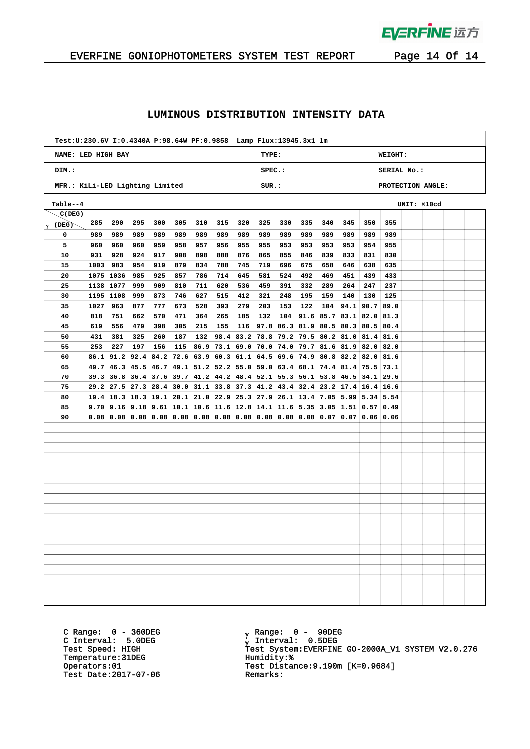## LUMINOUS DISTRIBUTION INTENSITY DATA

| Test:U:230.6V I:0.4340A P:98.64W PF:0.9858 Lamp Flux:13945.3x1 lm | | |
|---|---|---|
| NAME: LED HIGH BAY | TYPE: | WEIGHT: |
| DIM.: | SPEC.: | SERIAL No.: |
| MFR.: KiLi-LED Lighting Limited | SUR.: | PROTECTION ANGLE: |

Table--4 UNIT: ×10cd

| γ (DEG) \ C(DEG) | 285 | 290 | 295 | 300 | 305 | 310 | 315 | 320 | 325 | 330 | 335 | 340 | 345 | 350 | 355 |
|---|---|---|---|---|---|---|---|---|---|---|---|---|---|---|---|
| 0 | 989 | 989 | 989 | 989 | 989 | 989 | 989 | 989 | 989 | 989 | 989 | 989 | 989 | 989 | 989 |
| 5 | 960 | 960 | 960 | 959 | 958 | 957 | 956 | 955 | 955 | 953 | 953 | 953 | 953 | 954 | 955 |
| 10 | 931 | 928 | 924 | 917 | 908 | 898 | 888 | 876 | 865 | 855 | 846 | 839 | 833 | 831 | 830 |
| 15 | 1003 | 983 | 954 | 919 | 879 | 834 | 788 | 745 | 719 | 696 | 675 | 658 | 646 | 638 | 635 |
| 20 | 1075 | 1036 | 985 | 925 | 857 | 786 | 714 | 645 | 581 | 524 | 492 | 469 | 451 | 439 | 433 |
| 25 | 1138 | 1077 | 999 | 909 | 810 | 711 | 620 | 536 | 459 | 391 | 332 | 289 | 264 | 247 | 237 |
| 30 | 1195 | 1108 | 999 | 873 | 746 | 627 | 515 | 412 | 321 | 248 | 195 | 159 | 140 | 130 | 125 |
| 35 | 1027 | 963 | 877 | 777 | 673 | 528 | 393 | 279 | 203 | 153 | 122 | 104 | 94.1 | 90.7 | 89.0 |
| 40 | 818 | 751 | 662 | 570 | 471 | 364 | 265 | 185 | 132 | 104 | 91.6 | 85.7 | 83.1 | 82.0 | 81.3 |
| 45 | 619 | 556 | 479 | 398 | 305 | 215 | 155 | 116 | 97.8 | 86.3 | 81.9 | 80.5 | 80.3 | 80.5 | 80.4 |
| 50 | 431 | 381 | 325 | 260 | 187 | 132 | 98.4 | 83.2 | 78.8 | 79.2 | 79.5 | 80.2 | 81.0 | 81.4 | 81.6 |
| 55 | 253 | 227 | 197 | 156 | 115 | 86.9 | 73.1 | 69.0 | 70.0 | 74.0 | 79.7 | 81.6 | 81.9 | 82.0 | 82.0 |
| 60 | 86.1 | 91.2 | 92.4 | 84.2 | 72.6 | 63.9 | 60.3 | 61.1 | 64.5 | 69.6 | 74.9 | 80.8 | 82.2 | 82.0 | 81.6 |
| 65 | 49.7 | 46.3 | 45.5 | 46.7 | 49.1 | 51.2 | 52.2 | 55.0 | 59.0 | 63.4 | 68.1 | 74.4 | 81.4 | 75.5 | 73.1 |
| 70 | 39.3 | 36.8 | 36.4 | 37.6 | 39.7 | 41.2 | 44.2 | 48.4 | 52.1 | 55.3 | 56.1 | 53.8 | 46.5 | 34.1 | 29.6 |
| 75 | 29.2 | 27.5 | 27.3 | 28.4 | 30.0 | 31.1 | 33.8 | 37.3 | 41.2 | 43.4 | 32.4 | 23.2 | 17.4 | 16.4 | 16.6 |
| 80 | 19.4 | 18.3 | 18.3 | 19.1 | 20.1 | 21.0 | 22.9 | 25.3 | 27.9 | 26.1 | 13.4 | 7.05 | 5.99 | 5.34 | 5.54 |
| 85 | 9.70 | 9.16 | 9.18 | 9.61 | 10.1 | 10.6 | 11.6 | 12.8 | 14.1 | 11.6 | 5.35 | 3.05 | 1.51 | 0.57 | 0.49 |
| 90 | 0.08 | 0.08 | 0.08 | 0.08 | 0.08 | 0.08 | 0.08 | 0.08 | 0.08 | 0.08 | 0.08 | 0.07 | 0.07 | 0.06 | 0.06 |

C Range: 0 - 360DEG
C Interval: 5.0DEG
Test Speed: HIGH
Temperature:31DEG
Operators:01
Test Date:2017-07-06

γ Range: 0 - 90DEG
γ Interval: 0.5DEG
Test System:EVERFINE GO-2000A_V1 SYSTEM V2.0.276
Humidity:%
Test Distance:9.190m [K=0.9684]
Remarks: